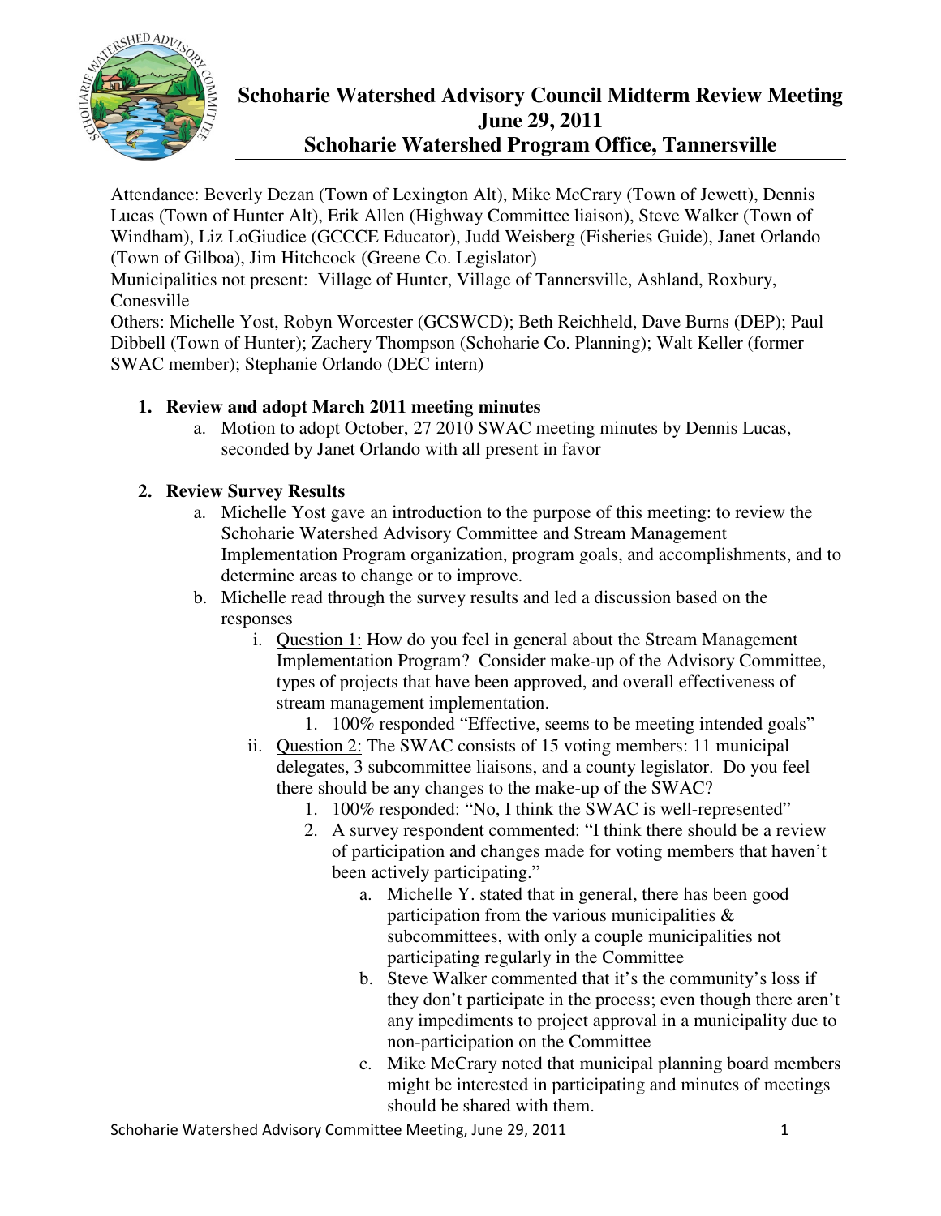# Schoharie Watershed Advisory Council Midterm Review Meeting
## June 29, 2011
## Schoharie Watershed Program Office, Tannersville

Attendance: Beverly Dezan (Town of Lexington Alt), Mike McCrary (Town of Jewett), Dennis Lucas (Town of Hunter Alt), Erik Allen (Highway Committee liaison), Steve Walker (Town of Windham), Liz LoGiudice (GCCCE Educator), Judd Weisberg (Fisheries Guide), Janet Orlando (Town of Gilboa), Jim Hitchcock (Greene Co. Legislator)

Municipalities not present: Village of Hunter, Village of Tannersville, Ashland, Roxbury, Conesville

Others: Michelle Yost, Robyn Worcester (GCSWCD); Beth Reichheld, Dave Burns (DEP); Paul Dibbell (Town of Hunter); Zachery Thompson (Schoharie Co. Planning); Walt Keller (former SWAC member); Stephanie Orlando (DEC intern)

1. **Review and adopt March 2011 meeting minutes**
   a. Motion to adopt October, 27 2010 SWAC meeting minutes by Dennis Lucas, seconded by Janet Orlando with all present in favor

2. **Review Survey Results**
   a. Michelle Yost gave an introduction to the purpose of this meeting: to review the Schoharie Watershed Advisory Committee and Stream Management Implementation Program organization, program goals, and accomplishments, and to determine areas to change or to improve.
   b. Michelle read through the survey results and led a discussion based on the responses
      i. Question 1: How do you feel in general about the Stream Management Implementation Program? Consider make-up of the Advisory Committee, types of projects that have been approved, and overall effectiveness of stream management implementation.
         1. 100% responded "Effective, seems to be meeting intended goals"
      ii. Question 2: The SWAC consists of 15 voting members: 11 municipal delegates, 3 subcommittee liaisons, and a county legislator. Do you feel there should be any changes to the make-up of the SWAC?
         1. 100% responded: "No, I think the SWAC is well-represented"
         2. A survey respondent commented: "I think there should be a review of participation and changes made for voting members that haven't been actively participating."
            a. Michelle Y. stated that in general, there has been good participation from the various municipalities & subcommittees, with only a couple municipalities not participating regularly in the Committee
            b. Steve Walker commented that it's the community's loss if they don't participate in the process; even though there aren't any impediments to project approval in a municipality due to non-participation on the Committee
            c. Mike McCrary noted that municipal planning board members might be interested in participating and minutes of meetings should be shared with them.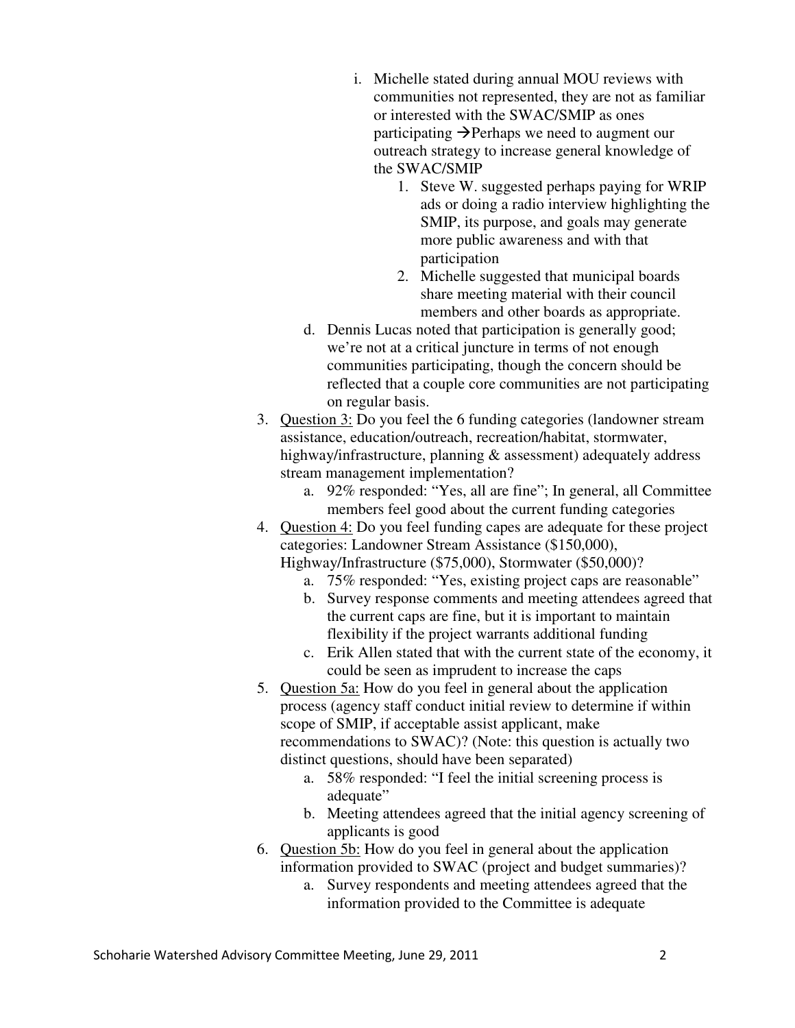i. Michelle stated during annual MOU reviews with communities not represented, they are not as familiar or interested with the SWAC/SMIP as ones participating →Perhaps we need to augment our outreach strategy to increase general knowledge of the SWAC/SMIP
      1. Steve W. suggested perhaps paying for WRIP ads or doing a radio interview highlighting the SMIP, its purpose, and goals may generate more public awareness and with that participation
      2. Michelle suggested that municipal boards share meeting material with their council members and other boards as appropriate.

   d. Dennis Lucas noted that participation is generally good; we're not at a critical juncture in terms of not enough communities participating, though the concern should be reflected that a couple core communities are not participating on regular basis.

3. Question 3: Do you feel the 6 funding categories (landowner stream assistance, education/outreach, recreation/habitat, stormwater, highway/infrastructure, planning & assessment) adequately address stream management implementation?
   a. 92% responded: "Yes, all are fine"; In general, all Committee members feel good about the current funding categories
4. Question 4: Do you feel funding capes are adequate for these project categories: Landowner Stream Assistance ($150,000), Highway/Infrastructure ($75,000), Stormwater ($50,000)?
   a. 75% responded: "Yes, existing project caps are reasonable"
   b. Survey response comments and meeting attendees agreed that the current caps are fine, but it is important to maintain flexibility if the project warrants additional funding
   c. Erik Allen stated that with the current state of the economy, it could be seen as imprudent to increase the caps
5. Question 5a: How do you feel in general about the application process (agency staff conduct initial review to determine if within scope of SMIP, if acceptable assist applicant, make recommendations to SWAC)? (Note: this question is actually two distinct questions, should have been separated)
   a. 58% responded: "I feel the initial screening process is adequate"
   b. Meeting attendees agreed that the initial agency screening of applicants is good
6. Question 5b: How do you feel in general about the application information provided to SWAC (project and budget summaries)?
   a. Survey respondents and meeting attendees agreed that the information provided to the Committee is adequate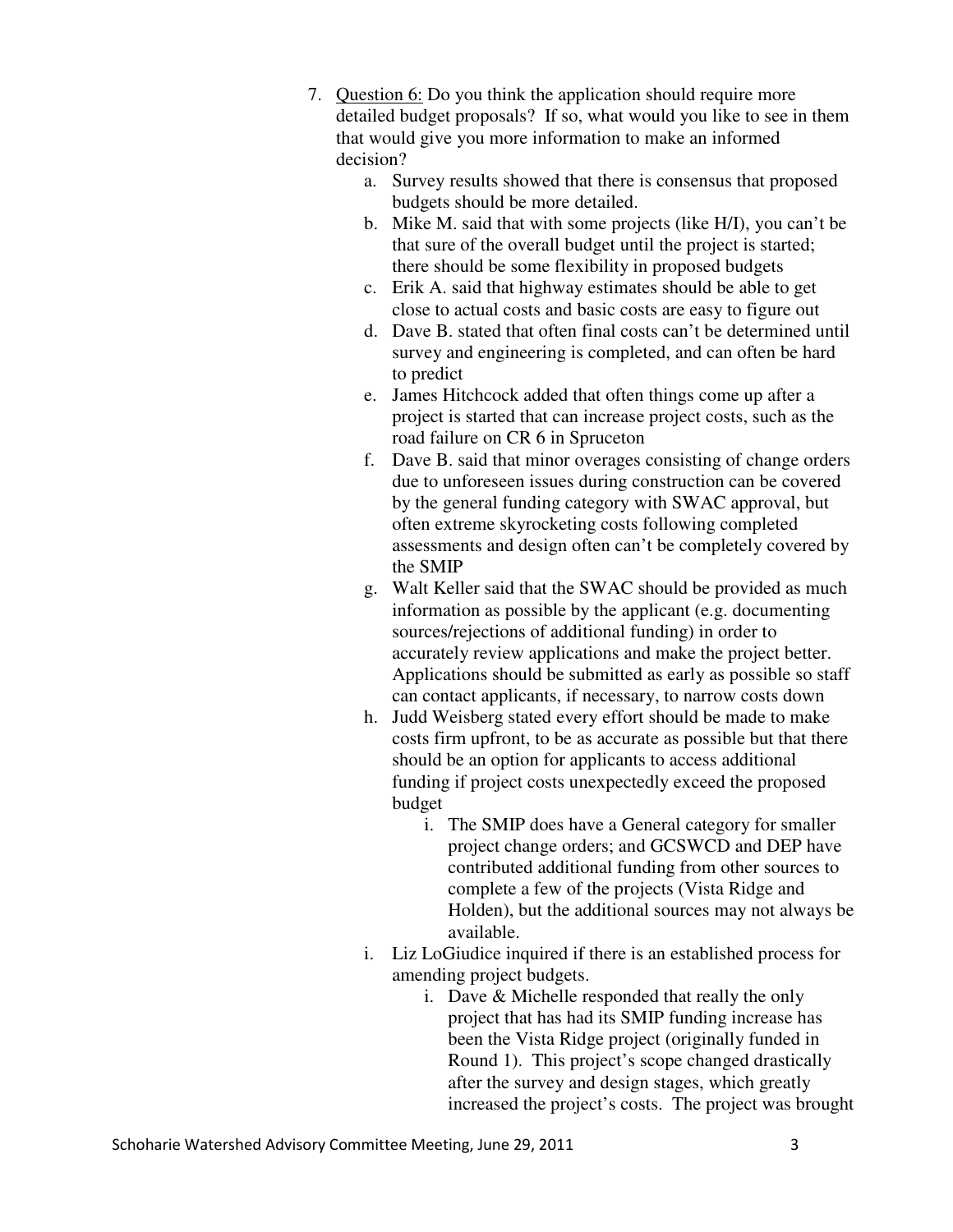7. Question 6: Do you think the application should require more detailed budget proposals? If so, what would you like to see in them that would give you more information to make an informed decision?
    a. Survey results showed that there is consensus that proposed budgets should be more detailed.
    b. Mike M. said that with some projects (like H/I), you can't be that sure of the overall budget until the project is started; there should be some flexibility in proposed budgets
    c. Erik A. said that highway estimates should be able to get close to actual costs and basic costs are easy to figure out
    d. Dave B. stated that often final costs can't be determined until survey and engineering is completed, and can often be hard to predict
    e. James Hitchcock added that often things come up after a project is started that can increase project costs, such as the road failure on CR 6 in Spruceton
    f. Dave B. said that minor overages consisting of change orders due to unforeseen issues during construction can be covered by the general funding category with SWAC approval, but often extreme skyrocketing costs following completed assessments and design often can't be completely covered by the SMIP
    g. Walt Keller said that the SWAC should be provided as much information as possible by the applicant (e.g. documenting sources/rejections of additional funding) in order to accurately review applications and make the project better. Applications should be submitted as early as possible so staff can contact applicants, if necessary, to narrow costs down
    h. Judd Weisberg stated every effort should be made to make costs firm upfront, to be as accurate as possible but that there should be an option for applicants to access additional funding if project costs unexpectedly exceed the proposed budget
        i. The SMIP does have a General category for smaller project change orders; and GCSWCD and DEP have contributed additional funding from other sources to complete a few of the projects (Vista Ridge and Holden), but the additional sources may not always be available.
    i. Liz LoGiudice inquired if there is an established process for amending project budgets.
        i. Dave & Michelle responded that really the only project that has had its SMIP funding increase has been the Vista Ridge project (originally funded in Round 1). This project's scope changed drastically after the survey and design stages, which greatly increased the project's costs. The project was brought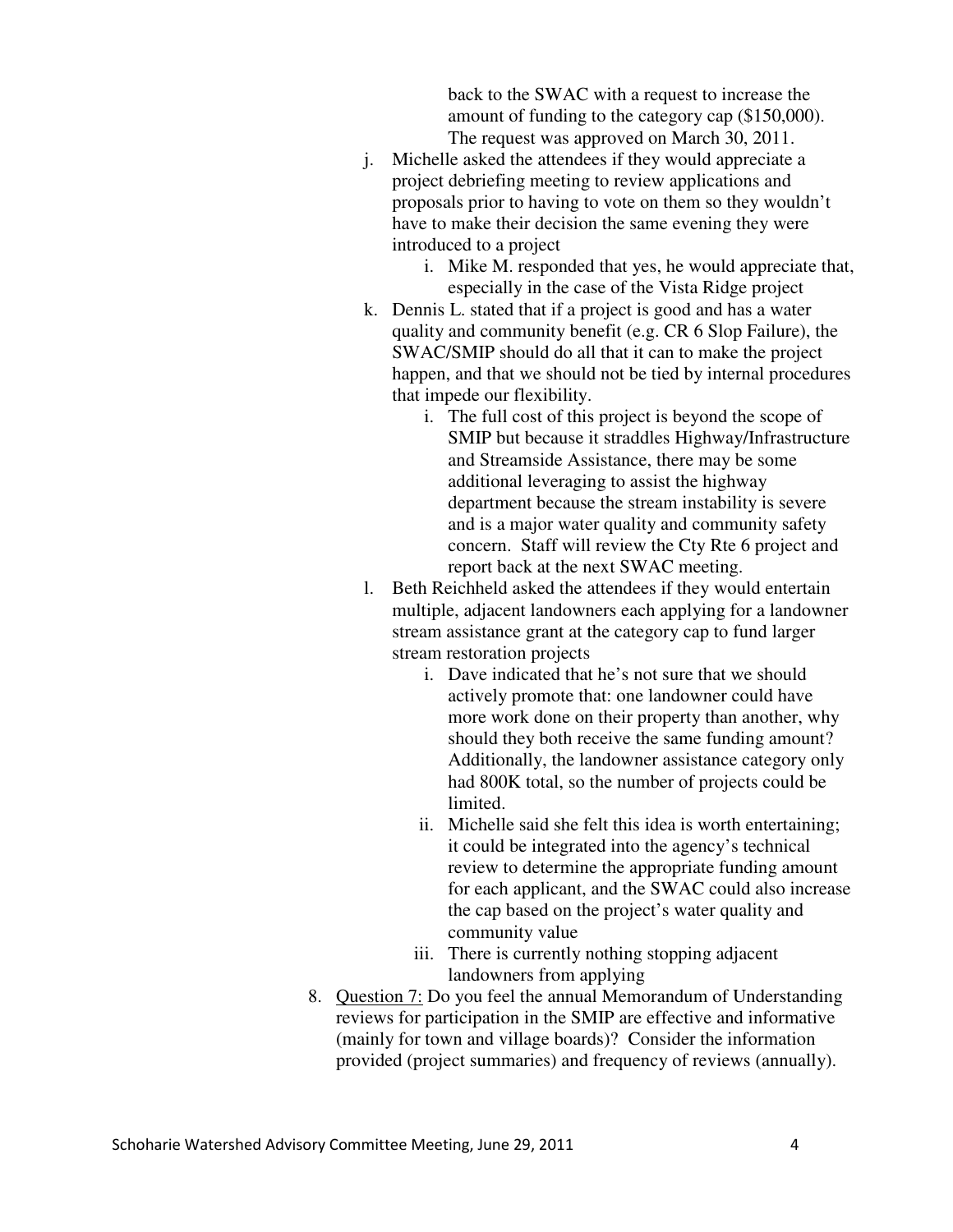back to the SWAC with a request to increase the amount of funding to the category cap ($150,000). The request was approved on March 30, 2011.

j. Michelle asked the attendees if they would appreciate a project debriefing meeting to review applications and proposals prior to having to vote on them so they wouldn't have to make their decision the same evening they were introduced to a project
    i. Mike M. responded that yes, he would appreciate that, especially in the case of the Vista Ridge project
k. Dennis L. stated that if a project is good and has a water quality and community benefit (e.g. CR 6 Slop Failure), the SWAC/SMIP should do all that it can to make the project happen, and that we should not be tied by internal procedures that impede our flexibility.
    i. The full cost of this project is beyond the scope of SMIP but because it straddles Highway/Infrastructure and Streamside Assistance, there may be some additional leveraging to assist the highway department because the stream instability is severe and is a major water quality and community safety concern. Staff will review the Cty Rte 6 project and report back at the next SWAC meeting.
l. Beth Reichheld asked the attendees if they would entertain multiple, adjacent landowners each applying for a landowner stream assistance grant at the category cap to fund larger stream restoration projects
    i. Dave indicated that he's not sure that we should actively promote that: one landowner could have more work done on their property than another, why should they both receive the same funding amount? Additionally, the landowner assistance category only had 800K total, so the number of projects could be limited.
    ii. Michelle said she felt this idea is worth entertaining; it could be integrated into the agency's technical review to determine the appropriate funding amount for each applicant, and the SWAC could also increase the cap based on the project's water quality and community value
    iii. There is currently nothing stopping adjacent landowners from applying

8. Question 7: Do you feel the annual Memorandum of Understanding reviews for participation in the SMIP are effective and informative (mainly for town and village boards)? Consider the information provided (project summaries) and frequency of reviews (annually).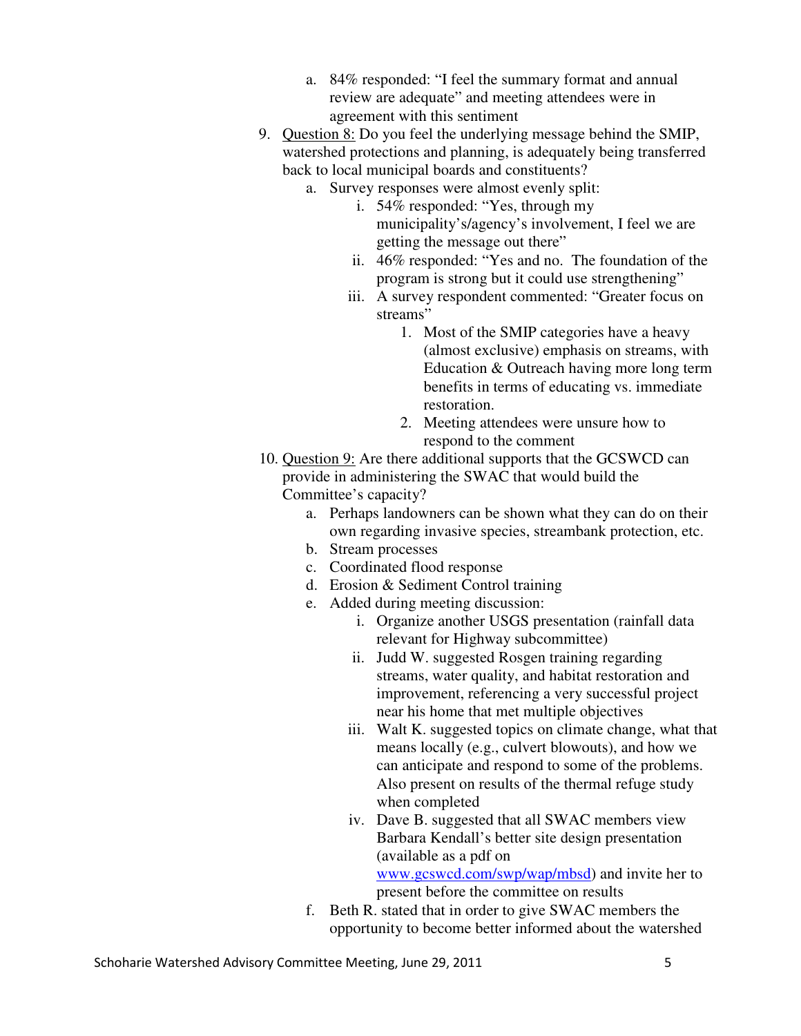a. 84% responded: "I feel the summary format and annual review are adequate" and meeting attendees were in agreement with this sentiment

9. Question 8: Do you feel the underlying message behind the SMIP, watershed protections and planning, is adequately being transferred back to local municipal boards and constituents?
   a. Survey responses were almost evenly split:
      i. 54% responded: "Yes, through my municipality's/agency's involvement, I feel we are getting the message out there"
      ii. 46% responded: "Yes and no. The foundation of the program is strong but it could use strengthening"
      iii. A survey respondent commented: "Greater focus on streams"
         1. Most of the SMIP categories have a heavy (almost exclusive) emphasis on streams, with Education & Outreach having more long term benefits in terms of educating vs. immediate restoration.
         2. Meeting attendees were unsure how to respond to the comment

10. Question 9: Are there additional supports that the GCSWCD can provide in administering the SWAC that would build the Committee's capacity?
    a. Perhaps landowners can be shown what they can do on their own regarding invasive species, streambank protection, etc.
    b. Stream processes
    c. Coordinated flood response
    d. Erosion & Sediment Control training
    e. Added during meeting discussion:
       i. Organize another USGS presentation (rainfall data relevant for Highway subcommittee)
       ii. Judd W. suggested Rosgen training regarding streams, water quality, and habitat restoration and improvement, referencing a very successful project near his home that met multiple objectives
       iii. Walt K. suggested topics on climate change, what that means locally (e.g., culvert blowouts), and how we can anticipate and respond to some of the problems. Also present on results of the thermal refuge study when completed
       iv. Dave B. suggested that all SWAC members view Barbara Kendall's better site design presentation (available as a pdf on www.gcswcd.com/swp/wap/mbsd) and invite her to present before the committee on results
    f. Beth R. stated that in order to give SWAC members the opportunity to become better informed about the watershed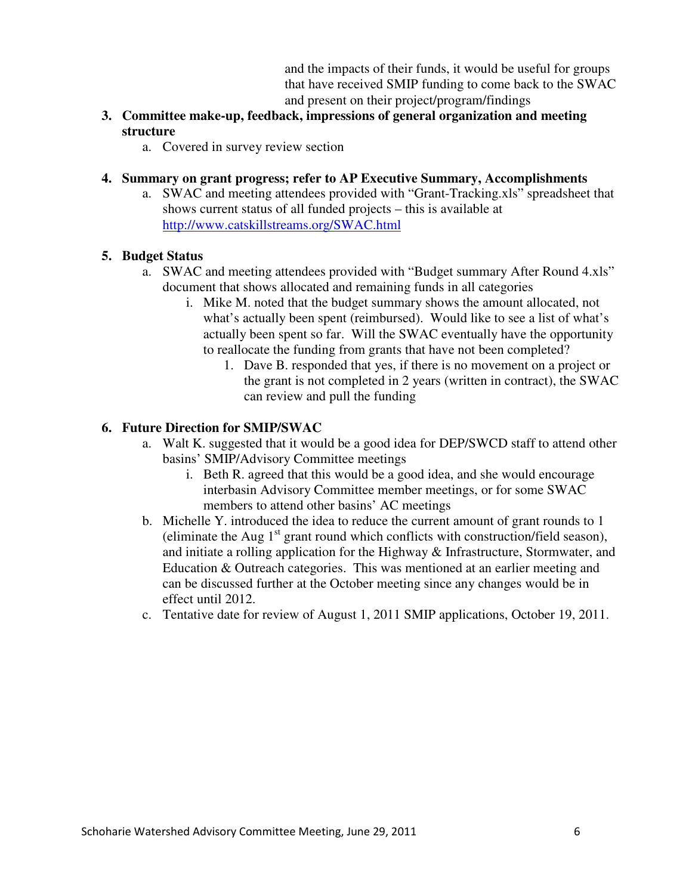and the impacts of their funds, it would be useful for groups that have received SMIP funding to come back to the SWAC and present on their project/program/findings

3. **Committee make-up, feedback, impressions of general organization and meeting structure**
   a. Covered in survey review section

4. **Summary on grant progress; refer to AP Executive Summary, Accomplishments**
   a. SWAC and meeting attendees provided with "Grant-Tracking.xls" spreadsheet that shows current status of all funded projects – this is available at http://www.catskillstreams.org/SWAC.html

5. **Budget Status**
   a. SWAC and meeting attendees provided with "Budget summary After Round 4.xls" document that shows allocated and remaining funds in all categories
      i. Mike M. noted that the budget summary shows the amount allocated, not what's actually been spent (reimbursed). Would like to see a list of what's actually been spent so far. Will the SWAC eventually have the opportunity to reallocate the funding from grants that have not been completed?
         1. Dave B. responded that yes, if there is no movement on a project or the grant is not completed in 2 years (written in contract), the SWAC can review and pull the funding

6. **Future Direction for SMIP/SWAC**
   a. Walt K. suggested that it would be a good idea for DEP/SWCD staff to attend other basins' SMIP/Advisory Committee meetings
      i. Beth R. agreed that this would be a good idea, and she would encourage interbasin Advisory Committee member meetings, or for some SWAC members to attend other basins' AC meetings
   b. Michelle Y. introduced the idea to reduce the current amount of grant rounds to 1 (eliminate the Aug 1st grant round which conflicts with construction/field season), and initiate a rolling application for the Highway & Infrastructure, Stormwater, and Education & Outreach categories. This was mentioned at an earlier meeting and can be discussed further at the October meeting since any changes would be in effect until 2012.
   c. Tentative date for review of August 1, 2011 SMIP applications, October 19, 2011.